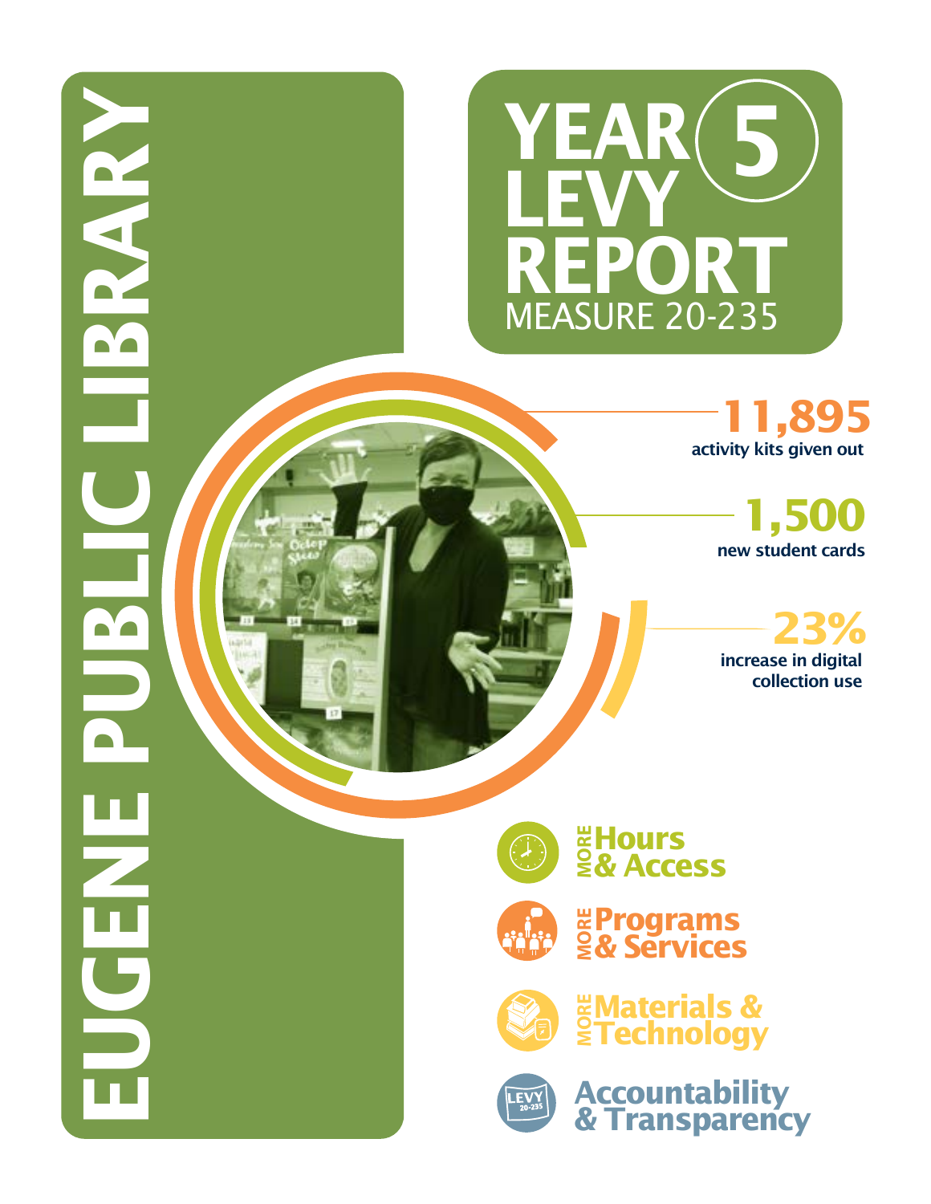# EUGENE PUBLIC LIBRARY

# YEAR 5 LEVY REPORT

MEASURE 20-235

**11,895**
activity kits given out

**1,500**
new student cards

**23%**
increase in digital collection use

**MORE Hours & Access**

**MORE Programs & Services**

**MORE Materials & Technology**

**Accountability & Transparency**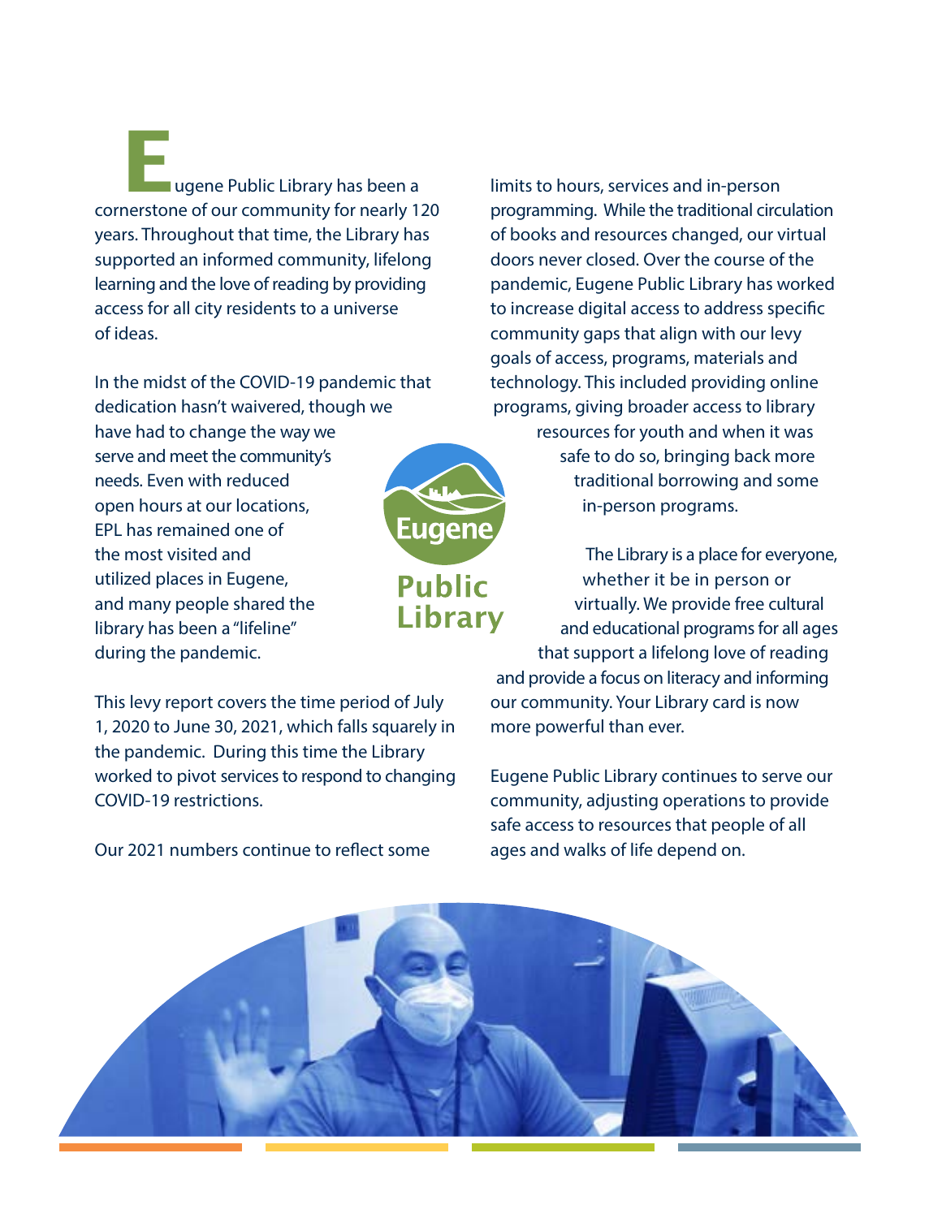Eugene Public Library has been a cornerstone of our community for nearly 120 years. Throughout that time, the Library has supported an informed community, lifelong learning and the love of reading by providing access for all city residents to a universe of ideas.

In the midst of the COVID-19 pandemic that dedication hasn't waivered, though we have had to change the way we serve and meet the community's needs. Even with reduced open hours at our locations, EPL has remained one of the most visited and utilized places in Eugene, and many people shared the library has been a "lifeline" during the pandemic.

This levy report covers the time period of July 1, 2020 to June 30, 2021, which falls squarely in the pandemic. During this time the Library worked to pivot services to respond to changing COVID-19 restrictions.

Our 2021 numbers continue to reflect some limits to hours, services and in-person programming. While the traditional circulation of books and resources changed, our virtual doors never closed. Over the course of the pandemic, Eugene Public Library has worked to increase digital access to address specific community gaps that align with our levy goals of access, programs, materials and technology. This included providing online programs, giving broader access to library resources for youth and when it was safe to do so, bringing back more traditional borrowing and some in-person programs.

The Library is a place for everyone, whether it be in person or virtually. We provide free cultural and educational programs for all ages that support a lifelong love of reading and provide a focus on literacy and informing our community. Your Library card is now more powerful than ever.

Eugene Public Library continues to serve our community, adjusting operations to provide safe access to resources that people of all ages and walks of life depend on.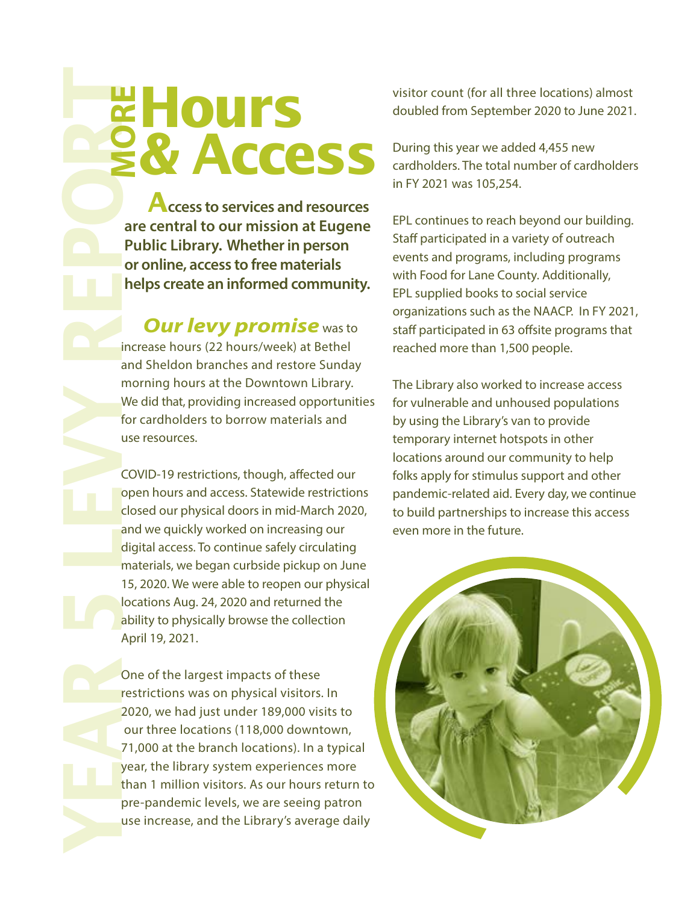# MORE Hours & Access

**Access to services and resources are central to our mission at Eugene Public Library. Whether in person or online, access to free materials helps create an informed community.**

***Our levy promise*** was to increase hours (22 hours/week) at Bethel and Sheldon branches and restore Sunday morning hours at the Downtown Library. We did that, providing increased opportunities for cardholders to borrow materials and use resources.

COVID-19 restrictions, though, affected our open hours and access. Statewide restrictions closed our physical doors in mid-March 2020, and we quickly worked on increasing our digital access. To continue safely circulating materials, we began curbside pickup on June 15, 2020. We were able to reopen our physical locations Aug. 24, 2020 and returned the ability to physically browse the collection April 19, 2021.

One of the largest impacts of these restrictions was on physical visitors. In 2020, we had just under 189,000 visits to our three locations (118,000 downtown, 71,000 at the branch locations). In a typical year, the library system experiences more than 1 million visitors. As our hours return to pre-pandemic levels, we are seeing patron use increase, and the Library's average daily visitor count (for all three locations) almost doubled from September 2020 to June 2021.

During this year we added 4,455 new cardholders. The total number of cardholders in FY 2021 was 105,254.

EPL continues to reach beyond our building. Staff participated in a variety of outreach events and programs, including programs with Food for Lane County. Additionally, EPL supplied books to social service organizations such as the NAACP. In FY 2021, staff participated in 63 offsite programs that reached more than 1,500 people.

The Library also worked to increase access for vulnerable and unhoused populations by using the Library's van to provide temporary internet hotspots in other locations around our community to help folks apply for stimulus support and other pandemic-related aid. Every day, we continue to build partnerships to increase this access even more in the future.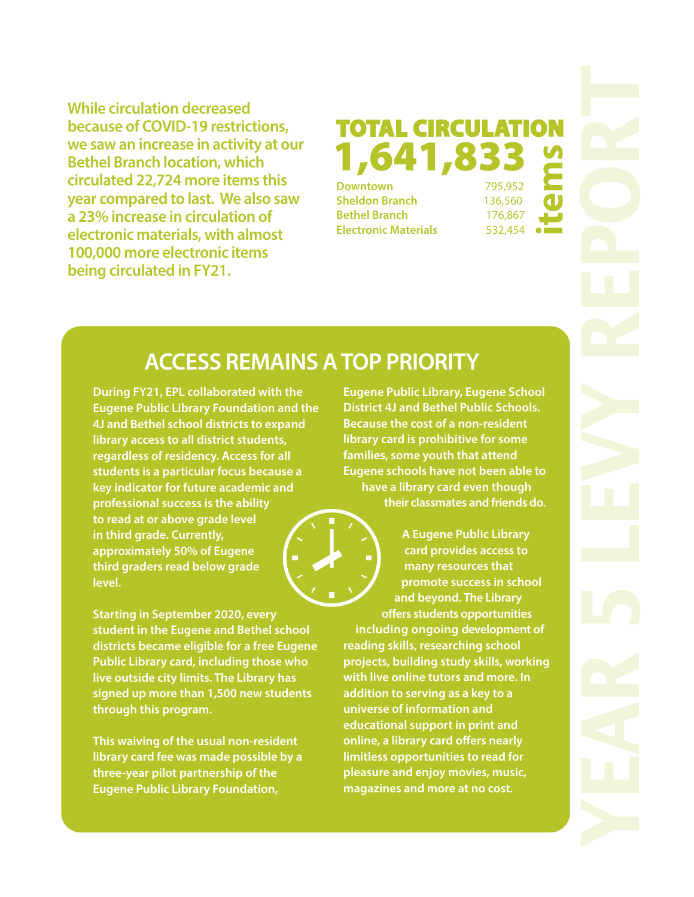While circulation decreased because of COVID-19 restrictions, we saw an increase in activity at our Bethel Branch location, which circulated 22,724 more items this year compared to last. We also saw a 23% increase in circulation of electronic materials, with almost 100,000 more electronic items being circulated in FY21.

## TOTAL CIRCULATION

# 1,641,833 items

| | |
|---|---|
| Downtown | 795,952 |
| Sheldon Branch | 136,560 |
| Bethel Branch | 176,867 |
| Electronic Materials | 532,454 |

## ACCESS REMAINS A TOP PRIORITY

During FY21, EPL collaborated with the Eugene Public Library Foundation and the 4J and Bethel school districts to expand library access to all district students, regardless of residency. Access for all students is a particular focus because a key indicator for future academic and professional success is the ability to read at or above grade level in third grade. Currently, approximately 50% of Eugene third graders read below grade level.

Starting in September 2020, every student in the Eugene and Bethel school districts became eligible for a free Eugene Public Library card, including those who live outside city limits. The Library has signed up more than 1,500 new students through this program.

This waiving of the usual non-resident library card fee was made possible by a three-year pilot partnership of the Eugene Public Library Foundation, Eugene Public Library, Eugene School District 4J and Bethel Public Schools. Because the cost of a non-resident library card is prohibitive for some families, some youth that attend Eugene schools have not been able to have a library card even though their classmates and friends do.

A Eugene Public Library card provides access to many resources that promote success in school and beyond. The Library offers students opportunities including ongoing development of reading skills, researching school projects, building study skills, working with live online tutors and more. In addition to serving as a key to a universe of information and educational support in print and online, a library card offers nearly limitless opportunities to read for pleasure and enjoy movies, music, magazines and more at no cost.

YEAR 5 LEVY REPORT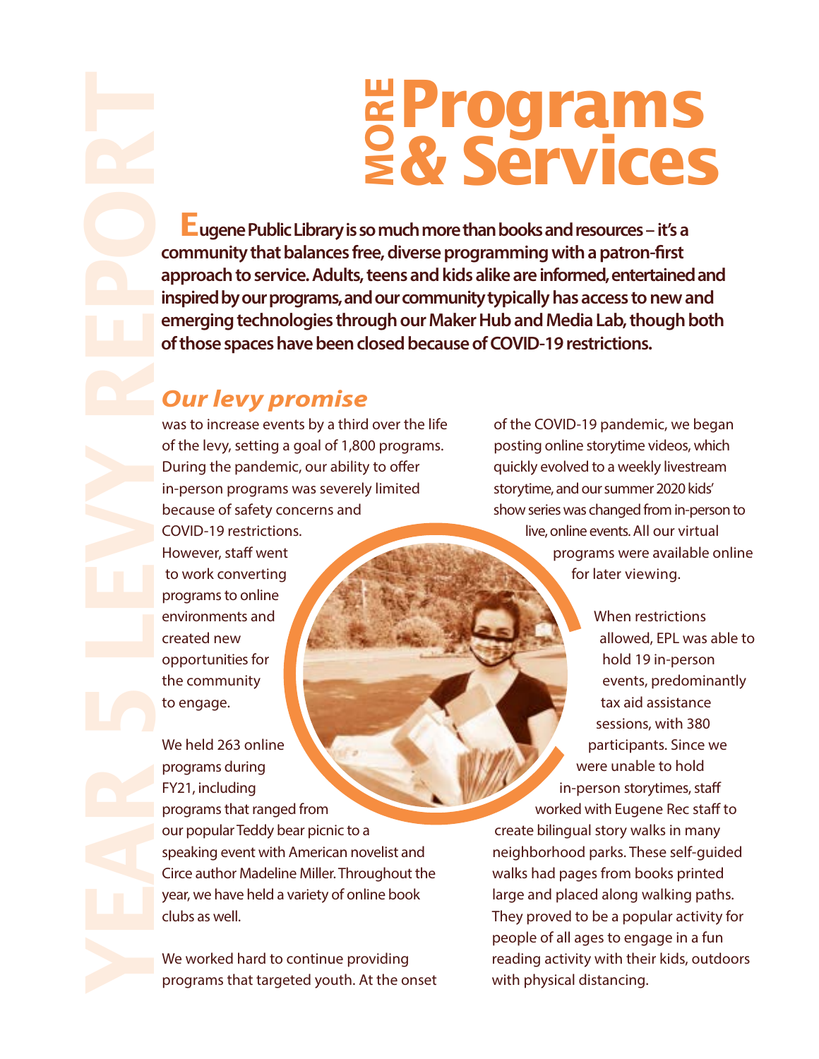# MORE Programs & Services

**Eugene Public Library is so much more than books and resources – it's a community that balances free, diverse programming with a patron-first approach to service. Adults, teens and kids alike are informed, entertained and inspired by our programs, and our community typically has access to new and emerging technologies through our Maker Hub and Media Lab, though both of those spaces have been closed because of COVID-19 restrictions.**

## *Our levy promise*

was to increase events by a third over the life of the levy, setting a goal of 1,800 programs. During the pandemic, our ability to offer in-person programs was severely limited because of safety concerns and COVID-19 restrictions. However, staff went to work converting programs to online environments and created new opportunities for the community to engage.

We held 263 online programs during FY21, including programs that ranged from our popular Teddy bear picnic to a speaking event with American novelist and Circe author Madeline Miller. Throughout the year, we have held a variety of online book clubs as well.

We worked hard to continue providing programs that targeted youth. At the onset of the COVID-19 pandemic, we began posting online storytime videos, which quickly evolved to a weekly livestream storytime, and our summer 2020 kids' show series was changed from in-person to live, online events. All our virtual programs were available online for later viewing.

When restrictions allowed, EPL was able to hold 19 in-person events, predominantly tax aid assistance sessions, with 380 participants. Since we were unable to hold in-person storytimes, staff worked with Eugene Rec staff to create bilingual story walks in many neighborhood parks. These self-guided walks had pages from books printed large and placed along walking paths. They proved to be a popular activity for people of all ages to engage in a fun reading activity with their kids, outdoors with physical distancing.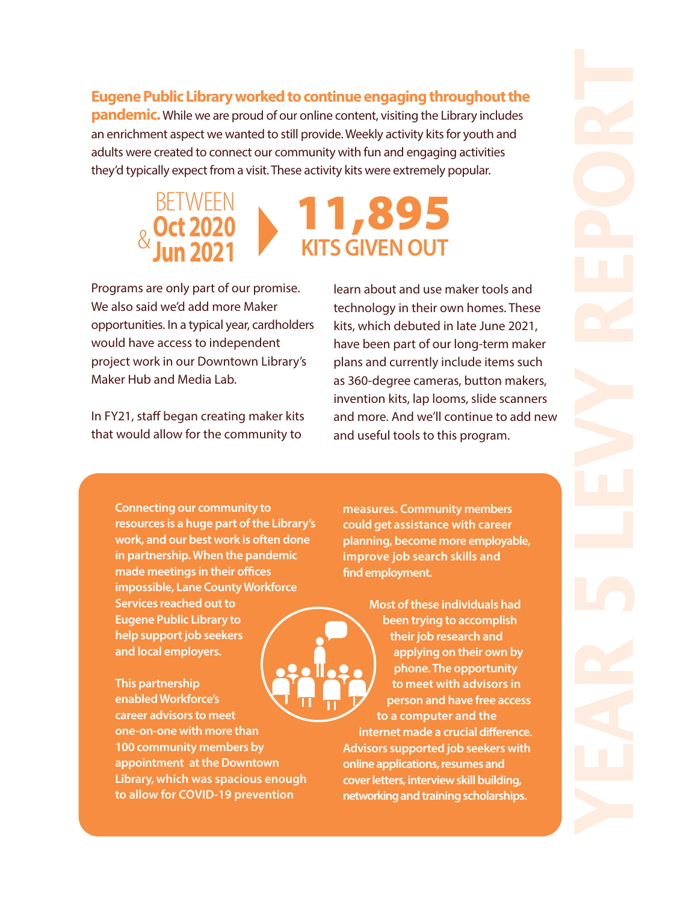**Eugene Public Library worked to continue engaging throughout the pandemic.** While we are proud of our online content, visiting the Library includes an enrichment aspect we wanted to still provide. Weekly activity kits for youth and adults were created to connect our community with fun and engaging activities they'd typically expect from a visit. These activity kits were extremely popular.

BETWEEN **Oct 2020** & **Jun 2021** ▶ **11,895 KITS GIVEN OUT**

Programs are only part of our promise. We also said we'd add more Maker opportunities. In a typical year, cardholders would have access to independent project work in our Downtown Library's Maker Hub and Media Lab.

In FY21, staff began creating maker kits that would allow for the community to learn about and use maker tools and technology in their own homes. These kits, which debuted in late June 2021, have been part of our long-term maker plans and currently include items such as 360-degree cameras, button makers, invention kits, lap looms, slide scanners and more. And we'll continue to add new and useful tools to this program.

**Connecting our community to resources is a huge part of the Library's work, and our best work is often done in partnership. When the pandemic made meetings in their offices impossible, Lane County Workforce Services reached out to Eugene Public Library to help support job seekers and local employers.**

**This partnership enabled Workforce's career advisors to meet one-on-one with more than 100 community members by appointment at the Downtown Library, which was spacious enough to allow for COVID-19 prevention measures. Community members could get assistance with career planning, become more employable, improve job search skills and find employment.**

**Most of these individuals had been trying to accomplish their job research and applying on their own by phone. The opportunity to meet with advisors in person and have free access to a computer and the internet made a crucial difference. Advisors supported job seekers with online applications, resumes and cover letters, interview skill building, networking and training scholarships.**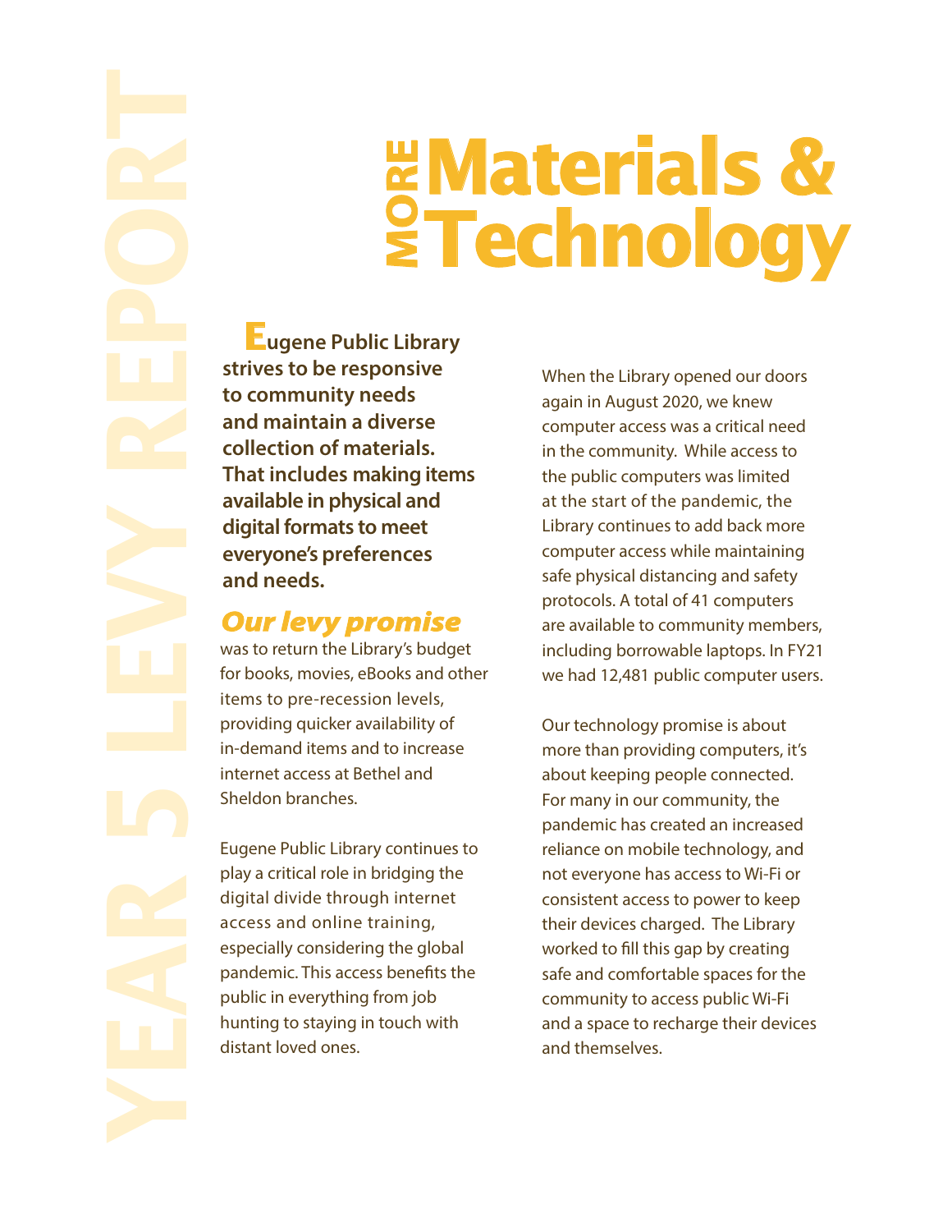# MORE Materials & Technology

**Eugene Public Library strives to be responsive to community needs and maintain a diverse collection of materials. That includes making items available in physical and digital formats to meet everyone's preferences and needs.**

***Our levy promise*** was to return the Library's budget for books, movies, eBooks and other items to pre-recession levels, providing quicker availability of in-demand items and to increase internet access at Bethel and Sheldon branches.

Eugene Public Library continues to play a critical role in bridging the digital divide through internet access and online training, especially considering the global pandemic. This access benefits the public in everything from job hunting to staying in touch with distant loved ones.

When the Library opened our doors again in August 2020, we knew computer access was a critical need in the community. While access to the public computers was limited at the start of the pandemic, the Library continues to add back more computer access while maintaining safe physical distancing and safety protocols. A total of 41 computers are available to community members, including borrowable laptops. In FY21 we had 12,481 public computer users.

Our technology promise is about more than providing computers, it's about keeping people connected. For many in our community, the pandemic has created an increased reliance on mobile technology, and not everyone has access to Wi-Fi or consistent access to power to keep their devices charged. The Library worked to fill this gap by creating safe and comfortable spaces for the community to access public Wi-Fi and a space to recharge their devices and themselves.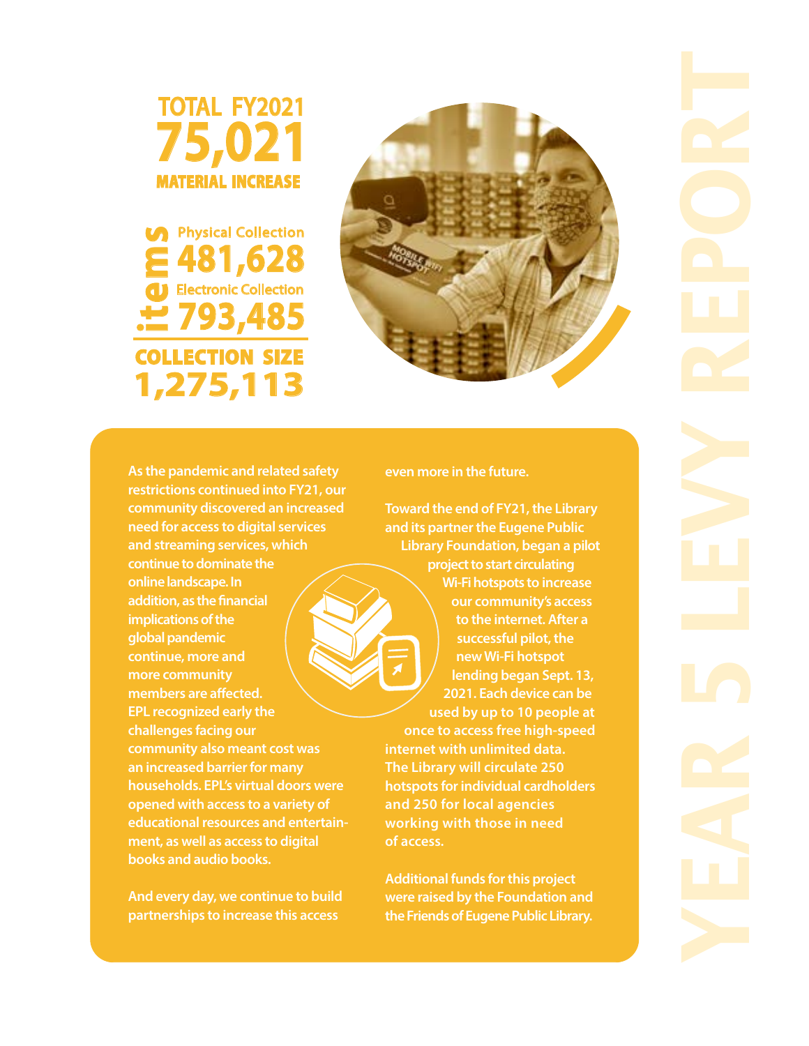# YEAR 5 LEVY REPORT

**TOTAL FY2021**
**75,021**
**MATERIAL INCREASE**

**items**

Physical Collection
**481,628**

Electronic Collection
**793,485**

**COLLECTION SIZE**
**1,275,113**

As the pandemic and related safety restrictions continued into FY21, our community discovered an increased need for access to digital services and streaming services, which continue to dominate the online landscape. In addition, as the financial implications of the global pandemic continue, more and more community members are affected. EPL recognized early the challenges facing our community also meant cost was an increased barrier for many households. EPL's virtual doors were opened with access to a variety of educational resources and entertainment, as well as access to digital books and audio books.

And every day, we continue to build partnerships to increase this access even more in the future.

Toward the end of FY21, the Library and its partner the Eugene Public Library Foundation, began a pilot project to start circulating Wi-Fi hotspots to increase our community's access to the internet. After a successful pilot, the new Wi-Fi hotspot lending began Sept. 13, 2021. Each device can be used by up to 10 people at once to access free high-speed internet with unlimited data. The Library will circulate 250 hotspots for individual cardholders and 250 for local agencies working with those in need of access.

Additional funds for this project were raised by the Foundation and the Friends of Eugene Public Library.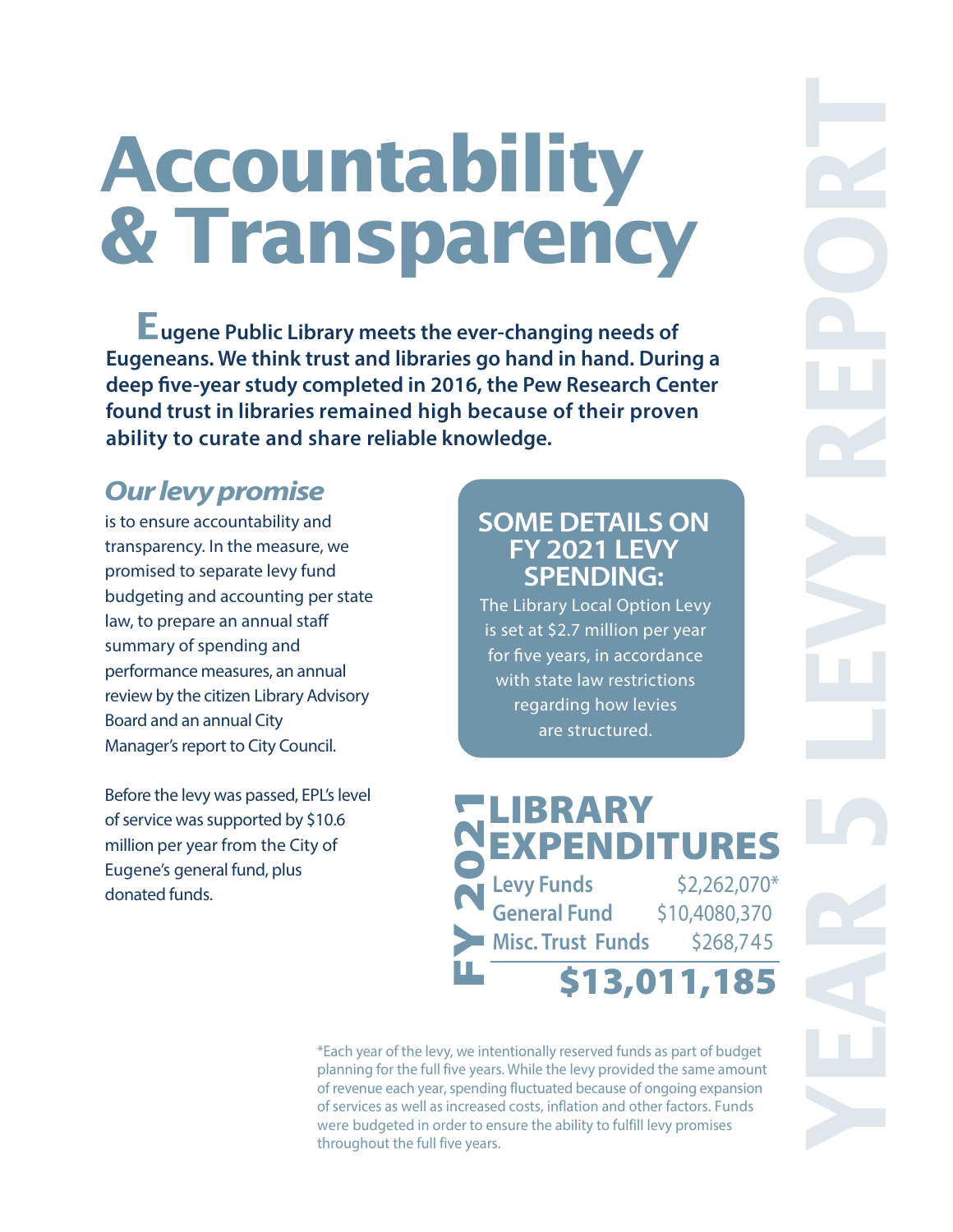# Accountability & Transparency

**Eugene Public Library meets the ever-changing needs of Eugeneans. We think trust and libraries go hand in hand. During a deep five-year study completed in 2016, the Pew Research Center found trust in libraries remained high because of their proven ability to curate and share reliable knowledge.**

## *Our levy promise*

is to ensure accountability and transparency. In the measure, we promised to separate levy fund budgeting and accounting per state law, to prepare an annual staff summary of spending and performance measures, an annual review by the citizen Library Advisory Board and an annual City Manager's report to City Council.

Before the levy was passed, EPL's level of service was supported by $10.6 million per year from the City of Eugene's general fund, plus donated funds.

### SOME DETAILS ON FY 2021 LEVY SPENDING:

The Library Local Option Levy is set at $2.7 million per year for five years, in accordance with state law restrictions regarding how levies are structured.

### FY 2021 LIBRARY EXPENDITURES

| | |
|---|---|
| Levy Funds | $2,262,070* |
| General Fund | $10,4080,370 |
| Misc. Trust Funds | $268,745 |
| | **$13,011,185** |

*Each year of the levy, we intentionally reserved funds as part of budget planning for the full five years. While the levy provided the same amount of revenue each year, spending fluctuated because of ongoing expansion of services as well as increased costs, inflation and other factors. Funds were budgeted in order to ensure the ability to fulfill levy promises throughout the full five years.

YEAR 5 LEVY REPORT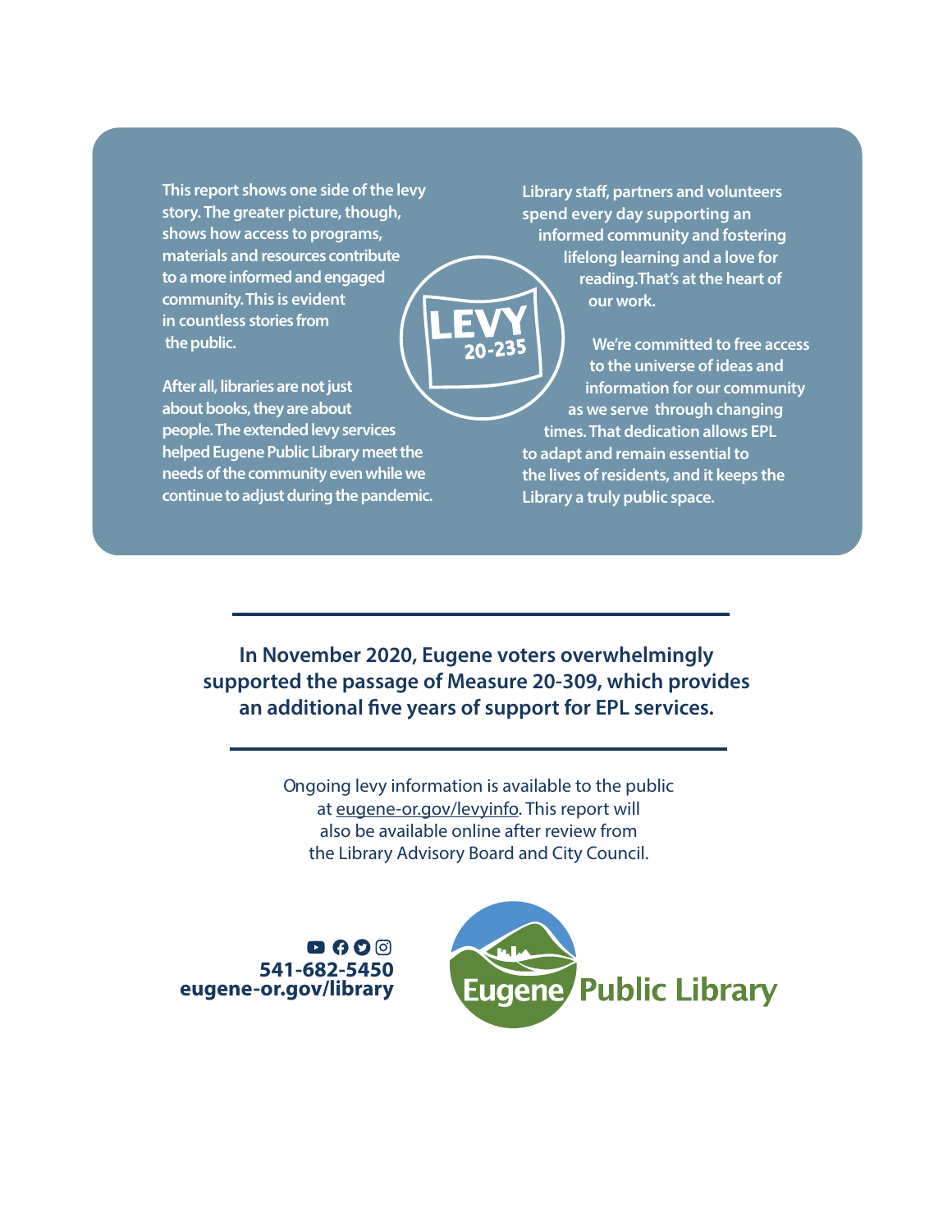This report shows one side of the levy story. The greater picture, though, shows how access to programs, materials and resources contribute to a more informed and engaged community. This is evident in countless stories from the public.

After all, libraries are not just about books, they are about people. The extended levy services helped Eugene Public Library meet the needs of the community even while we continue to adjust during the pandemic.

LEVY 20-235

Library staff, partners and volunteers spend every day supporting an informed community and fostering lifelong learning and a love for reading. That's at the heart of our work.

We're committed to free access to the universe of ideas and information for our community as we serve through changing times. That dedication allows EPL to adapt and remain essential to the lives of residents, and it keeps the Library a truly public space.

---

**In November 2020, Eugene voters overwhelmingly supported the passage of Measure 20-309, which provides an additional five years of support for EPL services.**

---

Ongoing levy information is available to the public at eugene-or.gov/levyinfo. This report will also be available online after review from the Library Advisory Board and City Council.

**541-682-5450**
**eugene-or.gov/library**

Eugene Public Library